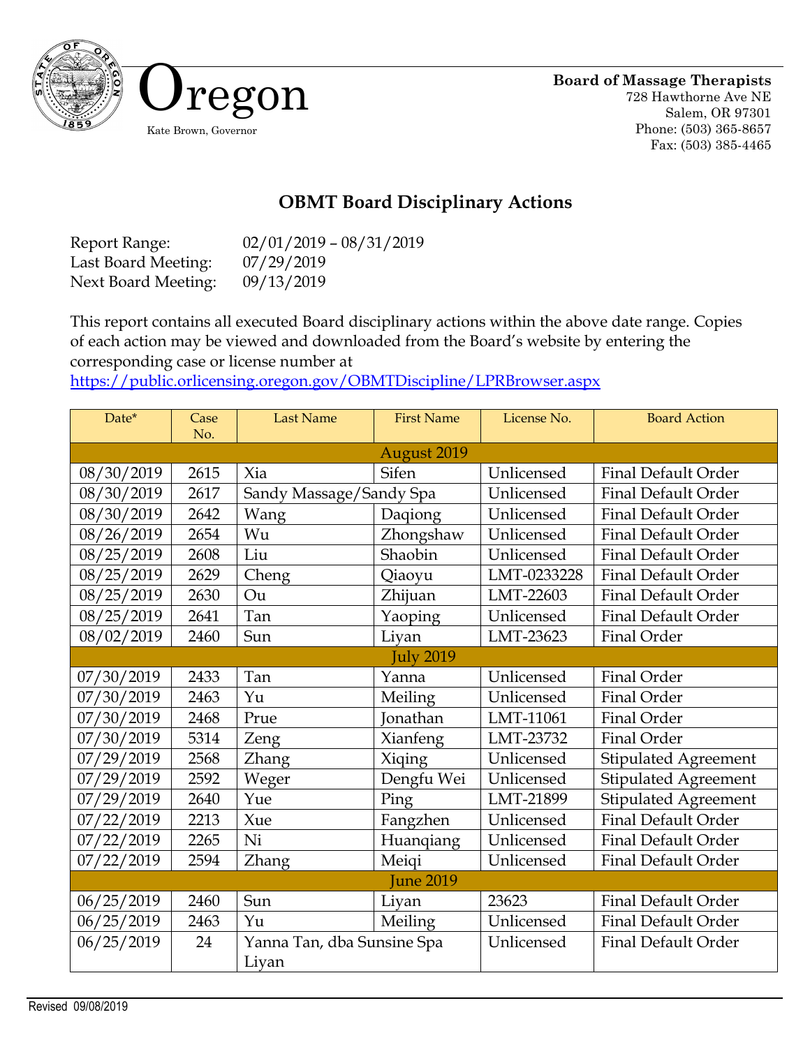Oregon

Kate Brown, Governor

**Board of Massage Therapists**
728 Hawthorne Ave NE
Salem, OR 97301
Phone: (503) 365-8657
Fax: (503) 385-4465

## OBMT Board Disciplinary Actions

Report Range: 02/01/2019 – 08/31/2019
Last Board Meeting: 07/29/2019
Next Board Meeting: 09/13/2019

This report contains all executed Board disciplinary actions within the above date range. Copies of each action may be viewed and downloaded from the Board's website by entering the corresponding case or license number at https://public.orlicensing.oregon.gov/OBMTDiscipline/LPRBrowser.aspx

| Date* | Case No. | Last Name | First Name | License No. | Board Action |
|---|---|---|---|---|---|
| | | | **August 2019** | | |
| 08/30/2019 | 2615 | Xia | Sifen | Unlicensed | Final Default Order |
| 08/30/2019 | 2617 | Sandy Massage/Sandy Spa | | Unlicensed | Final Default Order |
| 08/30/2019 | 2642 | Wang | Daqiong | Unlicensed | Final Default Order |
| 08/26/2019 | 2654 | Wu | Zhongshaw | Unlicensed | Final Default Order |
| 08/25/2019 | 2608 | Liu | Shaobin | Unlicensed | Final Default Order |
| 08/25/2019 | 2629 | Cheng | Qiaoyu | LMT-0233228 | Final Default Order |
| 08/25/2019 | 2630 | Ou | Zhijuan | LMT-22603 | Final Default Order |
| 08/25/2019 | 2641 | Tan | Yaoping | Unlicensed | Final Default Order |
| 08/02/2019 | 2460 | Sun | Liyan | LMT-23623 | Final Order |
| | | | **July 2019** | | |
| 07/30/2019 | 2433 | Tan | Yanna | Unlicensed | Final Order |
| 07/30/2019 | 2463 | Yu | Meiling | Unlicensed | Final Order |
| 07/30/2019 | 2468 | Prue | Jonathan | LMT-11061 | Final Order |
| 07/30/2019 | 5314 | Zeng | Xianfeng | LMT-23732 | Final Order |
| 07/29/2019 | 2568 | Zhang | Xiqing | Unlicensed | Stipulated Agreement |
| 07/29/2019 | 2592 | Weger | Dengfu Wei | Unlicensed | Stipulated Agreement |
| 07/29/2019 | 2640 | Yue | Ping | LMT-21899 | Stipulated Agreement |
| 07/22/2019 | 2213 | Xue | Fangzhen | Unlicensed | Final Default Order |
| 07/22/2019 | 2265 | Ni | Huanqiang | Unlicensed | Final Default Order |
| 07/22/2019 | 2594 | Zhang | Meiqi | Unlicensed | Final Default Order |
| | | | **June 2019** | | |
| 06/25/2019 | 2460 | Sun | Liyan | 23623 | Final Default Order |
| 06/25/2019 | 2463 | Yu | Meiling | Unlicensed | Final Default Order |
| 06/25/2019 | 24 | Yanna Tan, dba Sunsine Spa Liyan | | Unlicensed | Final Default Order |

Revised 09/08/2019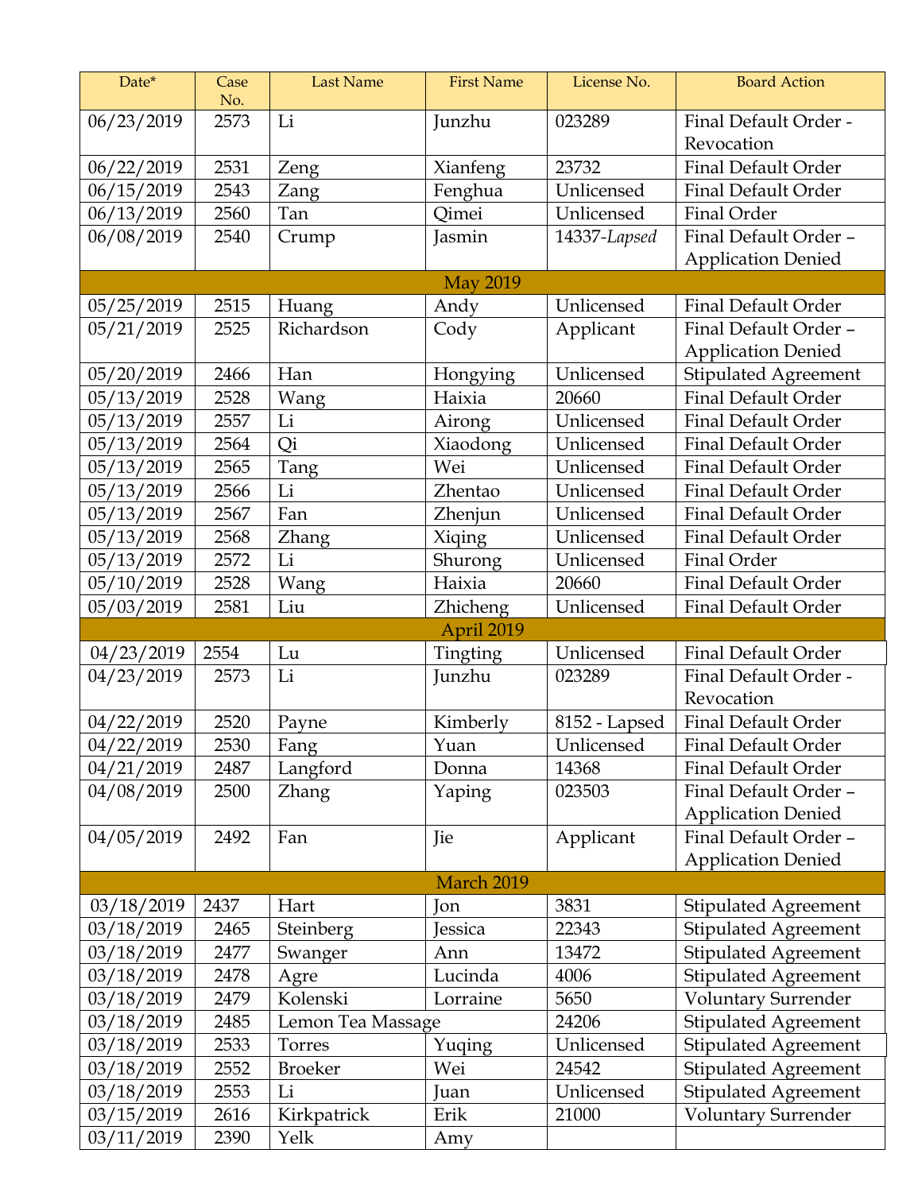| Date* | Case No. | Last Name | First Name | License No. | Board Action |
|---|---|---|---|---|---|
| 06/23/2019 | 2573 | Li | Junzhu | 023289 | Final Default Order - Revocation |
| 06/22/2019 | 2531 | Zeng | Xianfeng | 23732 | Final Default Order |
| 06/15/2019 | 2543 | Zang | Fenghua | Unlicensed | Final Default Order |
| 06/13/2019 | 2560 | Tan | Qimei | Unlicensed | Final Order |
| 06/08/2019 | 2540 | Crump | Jasmin | 14337-*Lapsed* | Final Default Order – Application Denied |
| May 2019 | | | | | |
| 05/25/2019 | 2515 | Huang | Andy | Unlicensed | Final Default Order |
| 05/21/2019 | 2525 | Richardson | Cody | Applicant | Final Default Order – Application Denied |
| 05/20/2019 | 2466 | Han | Hongying | Unlicensed | Stipulated Agreement |
| 05/13/2019 | 2528 | Wang | Haixia | 20660 | Final Default Order |
| 05/13/2019 | 2557 | Li | Airong | Unlicensed | Final Default Order |
| 05/13/2019 | 2564 | Qi | Xiaodong | Unlicensed | Final Default Order |
| 05/13/2019 | 2565 | Tang | Wei | Unlicensed | Final Default Order |
| 05/13/2019 | 2566 | Li | Zhentao | Unlicensed | Final Default Order |
| 05/13/2019 | 2567 | Fan | Zhenjun | Unlicensed | Final Default Order |
| 05/13/2019 | 2568 | Zhang | Xiqing | Unlicensed | Final Default Order |
| 05/13/2019 | 2572 | Li | Shurong | Unlicensed | Final Order |
| 05/10/2019 | 2528 | Wang | Haixia | 20660 | Final Default Order |
| 05/03/2019 | 2581 | Liu | Zhicheng | Unlicensed | Final Default Order |
| April 2019 | | | | | |
| 04/23/2019 | 2554 | Lu | Tingting | Unlicensed | Final Default Order |
| 04/23/2019 | 2573 | Li | Junzhu | 023289 | Final Default Order - Revocation |
| 04/22/2019 | 2520 | Payne | Kimberly | 8152 - Lapsed | Final Default Order |
| 04/22/2019 | 2530 | Fang | Yuan | Unlicensed | Final Default Order |
| 04/21/2019 | 2487 | Langford | Donna | 14368 | Final Default Order |
| 04/08/2019 | 2500 | Zhang | Yaping | 023503 | Final Default Order – Application Denied |
| 04/05/2019 | 2492 | Fan | Jie | Applicant | Final Default Order – Application Denied |
| March 2019 | | | | | |
| 03/18/2019 | 2437 | Hart | Jon | 3831 | Stipulated Agreement |
| 03/18/2019 | 2465 | Steinberg | Jessica | 22343 | Stipulated Agreement |
| 03/18/2019 | 2477 | Swanger | Ann | 13472 | Stipulated Agreement |
| 03/18/2019 | 2478 | Agre | Lucinda | 4006 | Stipulated Agreement |
| 03/18/2019 | 2479 | Kolenski | Lorraine | 5650 | Voluntary Surrender |
| 03/18/2019 | 2485 | Lemon Tea Massage | | 24206 | Stipulated Agreement |
| 03/18/2019 | 2533 | Torres | Yuqing | Unlicensed | Stipulated Agreement |
| 03/18/2019 | 2552 | Broeker | Wei | 24542 | Stipulated Agreement |
| 03/18/2019 | 2553 | Li | Juan | Unlicensed | Stipulated Agreement |
| 03/15/2019 | 2616 | Kirkpatrick | Erik | 21000 | Voluntary Surrender |
| 03/11/2019 | 2390 | Yelk | Amy | | |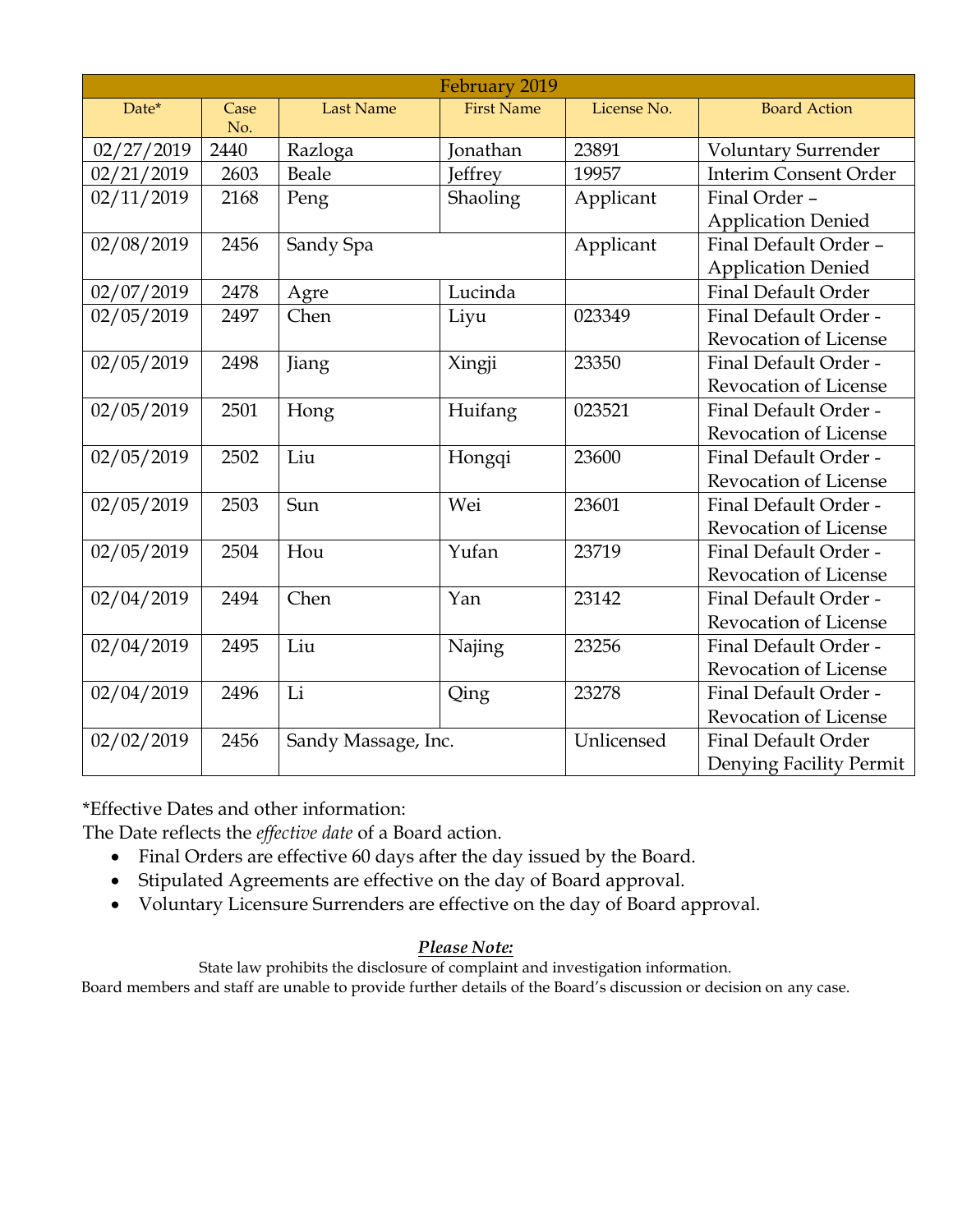| February 2019 | | | | | |
|---|---|---|---|---|---|
| Date* | Case No. | Last Name | First Name | License No. | Board Action |
| 02/27/2019 | 2440 | Razloga | Jonathan | 23891 | Voluntary Surrender |
| 02/21/2019 | 2603 | Beale | Jeffrey | 19957 | Interim Consent Order |
| 02/11/2019 | 2168 | Peng | Shaoling | Applicant | Final Order – Application Denied |
| 02/08/2019 | 2456 | Sandy Spa | | Applicant | Final Default Order – Application Denied |
| 02/07/2019 | 2478 | Agre | Lucinda | | Final Default Order |
| 02/05/2019 | 2497 | Chen | Liyu | 023349 | Final Default Order - Revocation of License |
| 02/05/2019 | 2498 | Jiang | Xingji | 23350 | Final Default Order - Revocation of License |
| 02/05/2019 | 2501 | Hong | Huifang | 023521 | Final Default Order - Revocation of License |
| 02/05/2019 | 2502 | Liu | Hongqi | 23600 | Final Default Order - Revocation of License |
| 02/05/2019 | 2503 | Sun | Wei | 23601 | Final Default Order - Revocation of License |
| 02/05/2019 | 2504 | Hou | Yufan | 23719 | Final Default Order - Revocation of License |
| 02/04/2019 | 2494 | Chen | Yan | 23142 | Final Default Order - Revocation of License |
| 02/04/2019 | 2495 | Liu | Najing | 23256 | Final Default Order - Revocation of License |
| 02/04/2019 | 2496 | Li | Qing | 23278 | Final Default Order - Revocation of License |
| 02/02/2019 | 2456 | Sandy Massage, Inc. | | Unlicensed | Final Default Order Denying Facility Permit |

*Effective Dates and other information:
The Date reflects the *effective date* of a Board action.

- Final Orders are effective 60 days after the day issued by the Board.
- Stipulated Agreements are effective on the day of Board approval.
- Voluntary Licensure Surrenders are effective on the day of Board approval.

***Please Note:***

State law prohibits the disclosure of complaint and investigation information.
Board members and staff are unable to provide further details of the Board's discussion or decision on any case.